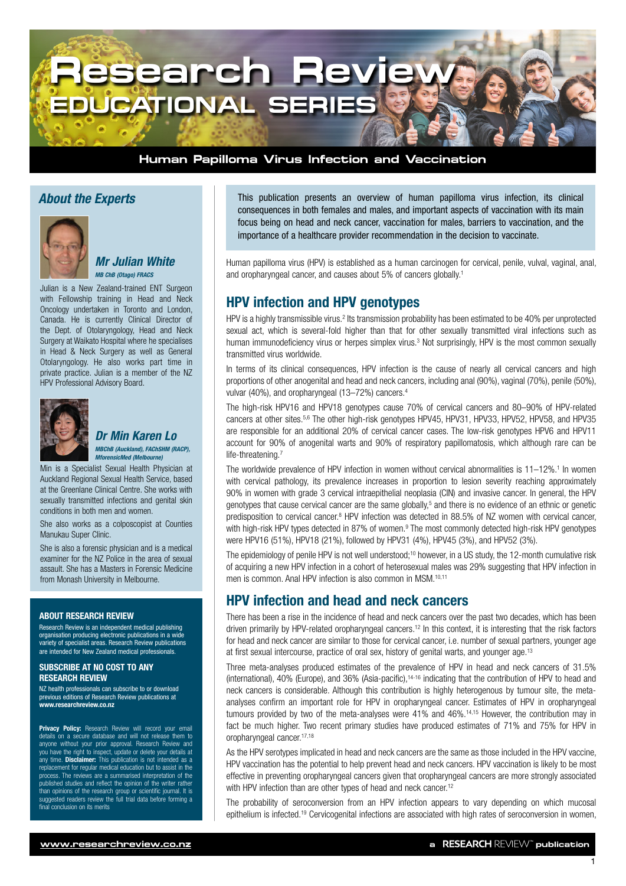# Research Review™ EDUCATIONAL SERIES

## Human Papilloma Virus Infection and Vaccination

### *About the Experts*

#### *Mr Julian White*

*MB ChB (Otago) FRACS*

Julian is a New Zealand-trained ENT Surgeon with Fellowship training in Head and Neck Oncology undertaken in Toronto and London, Canada. He is currently Clinical Director of the Dept. of Otolaryngology, Head and Neck Surgery at Waikato Hospital where he specialises in Head & Neck Surgery as well as General Otolaryngology. He also works part time in private practice. Julian is a member of the NZ HPV Professional Advisory Board.

#### *Dr Min Karen Lo*

*MBChB (Auckland), FAChSHM (RACP), MforensicMed (Melbourne)*

Min is a Specialist Sexual Health Physician at Auckland Regional Sexual Health Service, based at the Greenlane Clinical Centre. She works with sexually transmitted infections and genital skin conditions in both men and women.

She also works as a colposcopist at Counties Manukau Super Clinic.

She is also a forensic physician and is a medical examiner for the NZ Police in the area of sexual assault. She has a Masters in Forensic Medicine from Monash University in Melbourne.

**ABOUT RESEARCH REVIEW**

Research Review is an independent medical publishing organisation producing electronic publications in a wide variety of specialist areas. Research Review publications are intended for New Zealand medical professionals.

**SUBSCRIBE AT NO COST TO ANY RESEARCH REVIEW**

NZ health professionals can subscribe to or download previous editions of Research Review publications at **www.researchreview.co.nz**

**Privacy Policy:** Research Review will record your email details on a secure database and will not release them to anyone without your prior approval. Research Review and you have the right to inspect, update or delete your details at any time. **Disclaimer:** This publication is not intended as a replacement for regular medical education but to assist in the process. The reviews are a summarised interpretation of the published studies and reflect the opinion of the writer rather than opinions of the research group or scientific journal. It is suggested readers review the full trial data before forming a final conclusion on its merits

This publication presents an overview of human papilloma virus infection, its clinical consequences in both females and males, and important aspects of vaccination with its main focus being on head and neck cancer, vaccination for males, barriers to vaccination, and the importance of a healthcare provider recommendation in the decision to vaccinate.

Human papilloma virus (HPV) is established as a human carcinogen for cervical, penile, vulval, vaginal, anal, and oropharyngeal cancer, and causes about 5% of cancers globally.[1]

## HPV infection and HPV genotypes

HPV is a highly transmissible virus.[2] Its transmission probability has been estimated to be 40% per unprotected sexual act, which is several-fold higher than that for other sexually transmitted viral infections such as human immunodeficiency virus or herpes simplex virus.[3] Not surprisingly, HPV is the most common sexually transmitted virus worldwide.

In terms of its clinical consequences, HPV infection is the cause of nearly all cervical cancers and high proportions of other anogenital and head and neck cancers, including anal (90%), vaginal (70%), penile (50%), vulvar (40%), and oropharyngeal (13–72%) cancers.[4]

The high-risk HPV16 and HPV18 genotypes cause 70% of cervical cancers and 80–90% of HPV-related cancers at other sites.[5,6] The other high-risk genotypes HPV45, HPV31, HPV33, HPV52, HPV58, and HPV35 are responsible for an additional 20% of cervical cancer cases. The low-risk genotypes HPV6 and HPV11 account for 90% of anogenital warts and 90% of respiratory papillomatosis, which although rare can be life-threatening.[7]

The worldwide prevalence of HPV infection in women without cervical abnormalities is 11–12%.[1] In women with cervical pathology, its prevalence increases in proportion to lesion severity reaching approximately 90% in women with grade 3 cervical intraepithelial neoplasia (CIN) and invasive cancer. In general, the HPV genotypes that cause cervical cancer are the same globally,[5] and there is no evidence of an ethnic or genetic predisposition to cervical cancer.[8] HPV infection was detected in 88.5% of NZ women with cervical cancer, with high-risk HPV types detected in 87% of women.[9] The most commonly detected high-risk HPV genotypes were HPV16 (51%), HPV18 (21%), followed by HPV31 (4%), HPV45 (3%), and HPV52 (3%).

The epidemiology of penile HPV is not well understood;[10] however, in a US study, the 12-month cumulative risk of acquiring a new HPV infection in a cohort of heterosexual males was 29% suggesting that HPV infection in men is common. Anal HPV infection is also common in MSM.[10,11]

## HPV infection and head and neck cancers

There has been a rise in the incidence of head and neck cancers over the past two decades, which has been driven primarily by HPV-related oropharyngeal cancers.[12] In this context, it is interesting that the risk factors for head and neck cancer are similar to those for cervical cancer, i.e. number of sexual partners, younger age at first sexual intercourse, practice of oral sex, history of genital warts, and younger age.[13]

Three meta-analyses produced estimates of the prevalence of HPV in head and neck cancers of 31.5% (international), 40% (Europe), and 36% (Asia-pacific),[14-16] indicating that the contribution of HPV to head and neck cancers is considerable. Although this contribution is highly heterogeneous by tumour site, the meta-analyses confirm an important role for HPV in oropharyngeal cancer. Estimates of HPV in oropharyngeal tumours provided by two of the meta-analyses were 41% and 46%.[14,15] However, the contribution may in fact be much higher. Two recent primary studies have produced estimates of 71% and 75% for HPV in oropharyngeal cancer.[17,18]

As the HPV serotypes implicated in head and neck cancers are the same as those included in the HPV vaccine, HPV vaccination has the potential to help prevent head and neck cancers. HPV vaccination is likely to be most effective in preventing oropharyngeal cancers given that oropharyngeal cancers are more strongly associated with HPV infection than are other types of head and neck cancer.[12]

The probability of seroconversion from an HPV infection appears to vary depending on which mucosal epithelium is infected.[19] Cervicogenital infections are associated with high rates of seroconversion in women,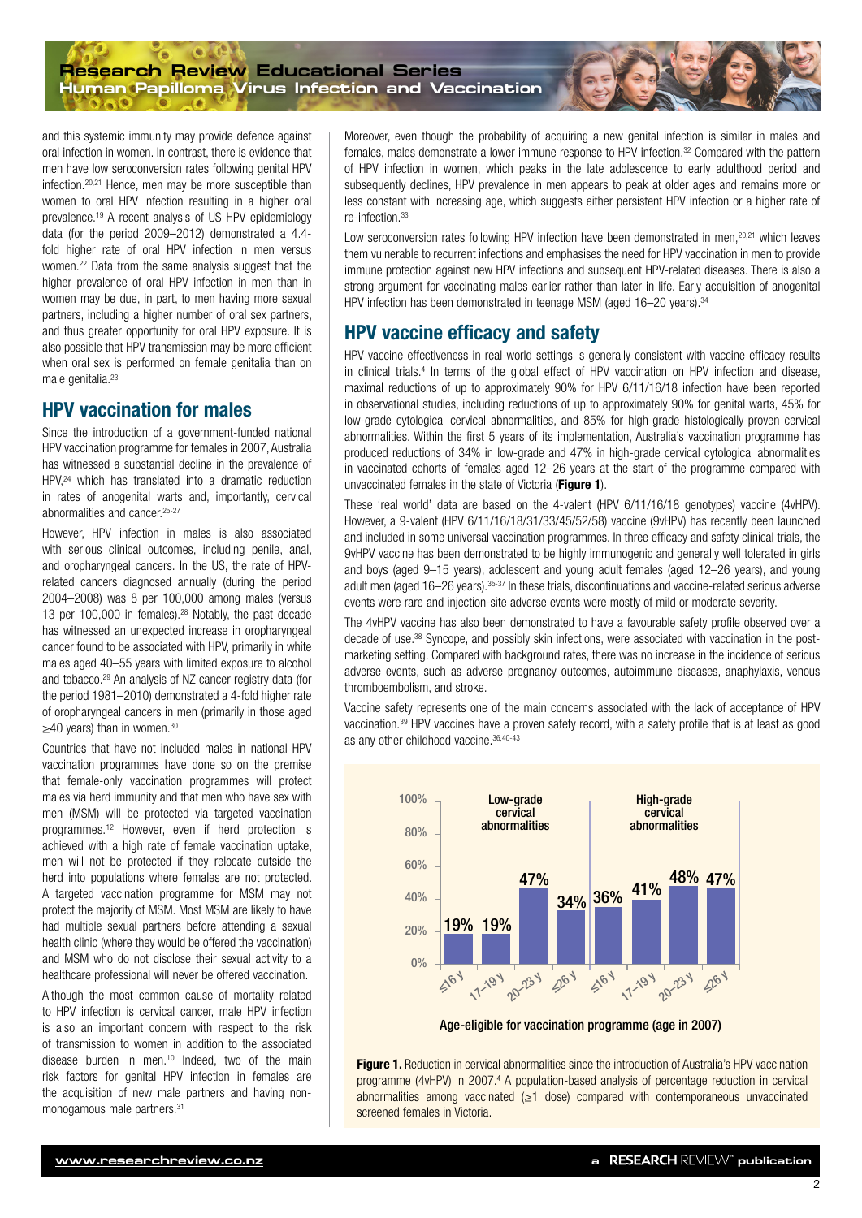and this systemic immunity may provide defence against oral infection in women. In contrast, there is evidence that men have low seroconversion rates following genital HPV infection.[20,21] Hence, men may be more susceptible than women to oral HPV infection resulting in a higher oral prevalence.[19] A recent analysis of US HPV epidemiology data (for the period 2009–2012) demonstrated a 4.4-fold higher rate of oral HPV infection in men versus women.[22] Data from the same analysis suggest that the higher prevalence of oral HPV infection in men than in women may be due, in part, to men having more sexual partners, including a higher number of oral sex partners, and thus greater opportunity for oral HPV exposure. It is also possible that HPV transmission may be more efficient when oral sex is performed on female genitalia than on male genitalia.[23]

## HPV vaccination for males

Since the introduction of a government-funded national HPV vaccination programme for females in 2007, Australia has witnessed a substantial decline in the prevalence of HPV,[24] which has translated into a dramatic reduction in rates of anogenital warts and, importantly, cervical abnormalities and cancer.[25-27]

However, HPV infection in males is also associated with serious clinical outcomes, including penile, anal, and oropharyngeal cancers. In the US, the rate of HPV-related cancers diagnosed annually (during the period 2004–2008) was 8 per 100,000 among males (versus 13 per 100,000 in females).[28] Notably, the past decade has witnessed an unexpected increase in oropharyngeal cancer found to be associated with HPV, primarily in white males aged 40–55 years with limited exposure to alcohol and tobacco.[29] An analysis of NZ cancer registry data (for the period 1981–2010) demonstrated a 4-fold higher rate of oropharyngeal cancers in men (primarily in those aged ≥40 years) than in women.[30]

Countries that have not included males in national HPV vaccination programmes have done so on the premise that female-only vaccination programmes will protect males via herd immunity and that men who have sex with men (MSM) will be protected via targeted vaccination programmes.[12] However, even if herd protection is achieved with a high rate of female vaccination uptake, men will not be protected if they relocate outside the herd into populations where females are not protected. A targeted vaccination programme for MSM may not protect the majority of MSM. Most MSM are likely to have had multiple sexual partners before attending a sexual health clinic (where they would be offered the vaccination) and MSM who do not disclose their sexual activity to a healthcare professional will never be offered vaccination.

Although the most common cause of mortality related to HPV infection is cervical cancer, male HPV infection is also an important concern with respect to the risk of transmission to women in addition to the associated disease burden in men.[10] Indeed, two of the main risk factors for genital HPV infection in females are the acquisition of new male partners and having non-monogamous male partners.[31]

Moreover, even though the probability of acquiring a new genital infection is similar in males and females, males demonstrate a lower immune response to HPV infection.[32] Compared with the pattern of HPV infection in women, which peaks in the late adolescence to early adulthood period and subsequently declines, HPV prevalence in men appears to peak at older ages and remains more or less constant with increasing age, which suggests either persistent HPV infection or a higher rate of re-infection.[33]

Low seroconversion rates following HPV infection have been demonstrated in men,[20,21] which leaves them vulnerable to recurrent infections and emphasises the need for HPV vaccination in men to provide immune protection against new HPV infections and subsequent HPV-related diseases. There is also a strong argument for vaccinating males earlier rather than later in life. Early acquisition of anogenital HPV infection has been demonstrated in teenage MSM (aged 16–20 years).[34]

## HPV vaccine efficacy and safety

HPV vaccine effectiveness in real-world settings is generally consistent with vaccine efficacy results in clinical trials.[4] In terms of the global effect of HPV vaccination on HPV infection and disease, maximal reductions of up to approximately 90% for HPV 6/11/16/18 infection have been reported in observational studies, including reductions of up to approximately 90% for genital warts, 45% for low-grade cytological cervical abnormalities, and 85% for high-grade histologically-proven cervical abnormalities. Within the first 5 years of its implementation, Australia's vaccination programme has produced reductions of 34% in low-grade and 47% in high-grade cervical cytological abnormalities in vaccinated cohorts of females aged 12–26 years at the start of the programme compared with unvaccinated females in the state of Victoria (**Figure 1**).

These 'real world' data are based on the 4-valent (HPV 6/11/16/18 genotypes) vaccine (4vHPV). However, a 9-valent (HPV 6/11/16/18/31/33/45/52/58) vaccine (9vHPV) has recently been launched and included in some universal vaccination programmes. In three efficacy and safety clinical trials, the 9vHPV vaccine has been demonstrated to be highly immunogenic and generally well tolerated in girls and boys (aged 9–15 years), adolescent and young adult females (aged 12–26 years), and young adult men (aged 16–26 years).[35-37] In these trials, discontinuations and vaccine-related serious adverse events were rare and injection-site adverse events were mostly of mild or moderate severity.

The 4vHPV vaccine has also been demonstrated to have a favourable safety profile observed over a decade of use.[38] Syncope, and possibly skin infections, were associated with vaccination in the post-marketing setting. Compared with background rates, there was no increase in the incidence of serious adverse events, such as adverse pregnancy outcomes, autoimmune diseases, anaphylaxis, venous thromboembolism, and stroke.

Vaccine safety represents one of the main concerns associated with the lack of acceptance of HPV vaccination.[39] HPV vaccines have a proven safety record, with a safety profile that is at least as good as any other childhood vaccine.[36,40-43]

| Age-eligible for vaccination programme (age in 2007) | Low-grade cervical abnormalities | High-grade cervical abnormalities |
|---|---|---|
| ≤16 y | 19% | 36% |
| 17–19 y | 19% | 41% |
| 20–23 y | 47% | 48% |
| ≤26 y | 34% | 47% |

**Figure 1.** Reduction in cervical abnormalities since the introduction of Australia's HPV vaccination programme (4vHPV) in 2007.[4] A population-based analysis of percentage reduction in cervical abnormalities among vaccinated (≥1 dose) compared with contemporaneous unvaccinated screened females in Victoria.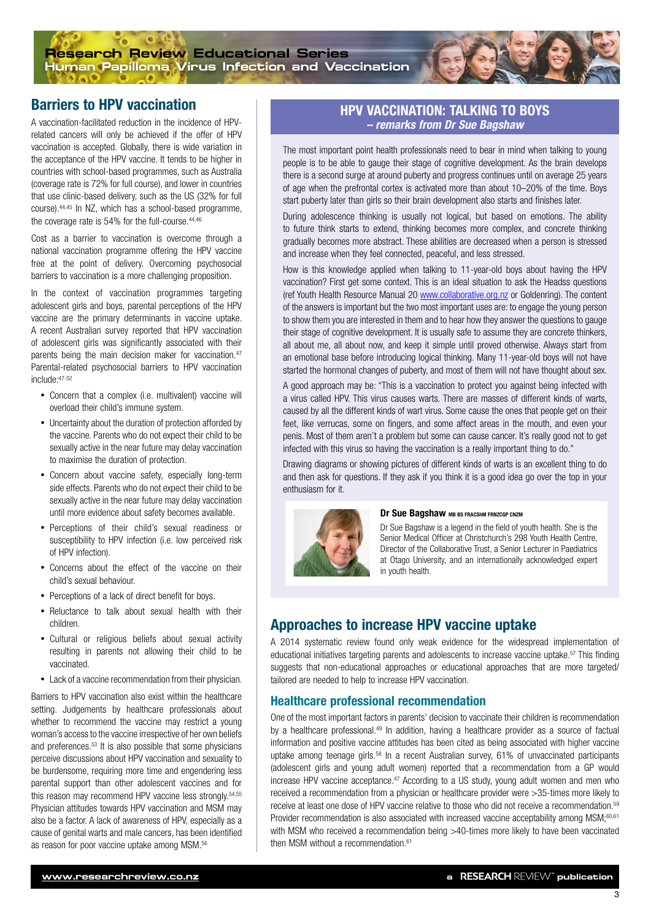## Barriers to HPV vaccination

A vaccination-facilitated reduction in the incidence of HPV-related cancers will only be achieved if the offer of HPV vaccination is accepted. Globally, there is wide variation in the acceptance of the HPV vaccine. It tends to be higher in countries with school-based programmes, such as Australia (coverage rate is 72% for full course), and lower in countries that use clinic-based delivery, such as the US (32% for full course).[44,45] In NZ, which has a school-based programme, the coverage rate is 54% for the full-course.[44,46]

Cost as a barrier to vaccination is overcome through a national vaccination programme offering the HPV vaccine free at the point of delivery. Overcoming psychosocial barriers to vaccination is a more challenging proposition.

In the context of vaccination programmes targeting adolescent girls and boys, parental perceptions of the HPV vaccine are the primary determinants in vaccine uptake. A recent Australian survey reported that HPV vaccination of adolescent girls was significantly associated with their parents being the main decision maker for vaccination.[47] Parental-related psychosocial barriers to HPV vaccination include:[47-52]

- Concern that a complex (i.e. multivalent) vaccine will overload their child's immune system.
- Uncertainty about the duration of protection afforded by the vaccine. Parents who do not expect their child to be sexually active in the near future may delay vaccination to maximise the duration of protection.
- Concern about vaccine safety, especially long-term side effects. Parents who do not expect their child to be sexually active in the near future may delay vaccination until more evidence about safety becomes available.
- Perceptions of their child's sexual readiness or susceptibility to HPV infection (i.e. low perceived risk of HPV infection).
- Concerns about the effect of the vaccine on their child's sexual behaviour.
- Perceptions of a lack of direct benefit for boys.
- Reluctance to talk about sexual health with their children.
- Cultural or religious beliefs about sexual activity resulting in parents not allowing their child to be vaccinated.
- Lack of a vaccine recommendation from their physician.

Barriers to HPV vaccination also exist within the healthcare setting. Judgements by healthcare professionals about whether to recommend the vaccine may restrict a young woman's access to the vaccine irrespective of her own beliefs and preferences.[53] It is also possible that some physicians perceive discussions about HPV vaccination and sexuality to be burdensome, requiring more time and engendering less parental support than other adolescent vaccines and for this reason may recommend HPV vaccine less strongly.[54,55] Physician attitudes towards HPV vaccination and MSM may also be a factor. A lack of awareness of HPV, especially as a cause of genital warts and male cancers, has been identified as reason for poor vaccine uptake among MSM.[56]

## HPV VACCINATION: TALKING TO BOYS

***– remarks from Dr Sue Bagshaw***

The most important point health professionals need to bear in mind when talking to young people is to be able to gauge their stage of cognitive development. As the brain develops there is a second surge at around puberty and progress continues until on average 25 years of age when the prefrontal cortex is activated more than about 10–20% of the time. Boys start puberty later than girls so their brain development also starts and finishes later.

During adolescence thinking is usually not logical, but based on emotions. The ability to future think starts to extend, thinking becomes more complex, and concrete thinking gradually becomes more abstract. These abilities are decreased when a person is stressed and increase when they feel connected, peaceful, and less stressed.

How is this knowledge applied when talking to 11-year-old boys about having the HPV vaccination? First get some context. This is an ideal situation to ask the Headss questions (ref Youth Health Resource Manual 20 www.collaborative.org.nz or Goldenring). The content of the answers is important but the two most important uses are: to engage the young person to show them you are interested in them and to hear how they answer the questions to gauge their stage of cognitive development. It is usually safe to assume they are concrete thinkers, all about me, all about now, and keep it simple until proved otherwise. Always start from an emotional base before introducing logical thinking. Many 11-year-old boys will not have started the hormonal changes of puberty, and most of them will not have thought about sex.

A good approach may be: "This is a vaccination to protect you against being infected with a virus called HPV. This virus causes warts. There are masses of different kinds of warts, caused by all the different kinds of wart virus. Some cause the ones that people get on their feet, like verrucas, some on fingers, and some affect areas in the mouth, and even your penis. Most of them aren't a problem but some can cause cancer. It's really good not to get infected with this virus so having the vaccination is a really important thing to do."

Drawing diagrams or showing pictures of different kinds of warts is an excellent thing to do and then ask for questions. If they ask if you think it is a good idea go over the top in your enthusiasm for it.

**Dr Sue Bagshaw** MB BS FRACSHM FRNZCGP CNZM

Dr Sue Bagshaw is a legend in the field of youth health. She is the Senior Medical Officer at Christchurch's 298 Youth Health Centre, Director of the Collaborative Trust, a Senior Lecturer in Paediatrics at Otago University, and an internationally acknowledged expert in youth health.

## Approaches to increase HPV vaccine uptake

A 2014 systematic review found only weak evidence for the widespread implementation of educational initiatives targeting parents and adolescents to increase vaccine uptake.[57] This finding suggests that non-educational approaches or educational approaches that are more targeted/tailored are needed to help to increase HPV vaccination.

### Healthcare professional recommendation

One of the most important factors in parents' decision to vaccinate their children is recommendation by a healthcare professional.[49] In addition, having a healthcare provider as a source of factual information and positive vaccine attitudes has been cited as being associated with higher vaccine uptake among teenage girls.[58] In a recent Australian survey, 61% of unvaccinated participants (adolescent girls and young adult women) reported that a recommendation from a GP would increase HPV vaccine acceptance.[47] According to a US study, young adult women and men who received a recommendation from a physician or healthcare provider were >35-times more likely to receive at least one dose of HPV vaccine relative to those who did not receive a recommendation.[59] Provider recommendation is also associated with increased vaccine acceptability among MSM;[60,61] with MSM who received a recommendation being >40-times more likely to have been vaccinated then MSM without a recommendation.[61]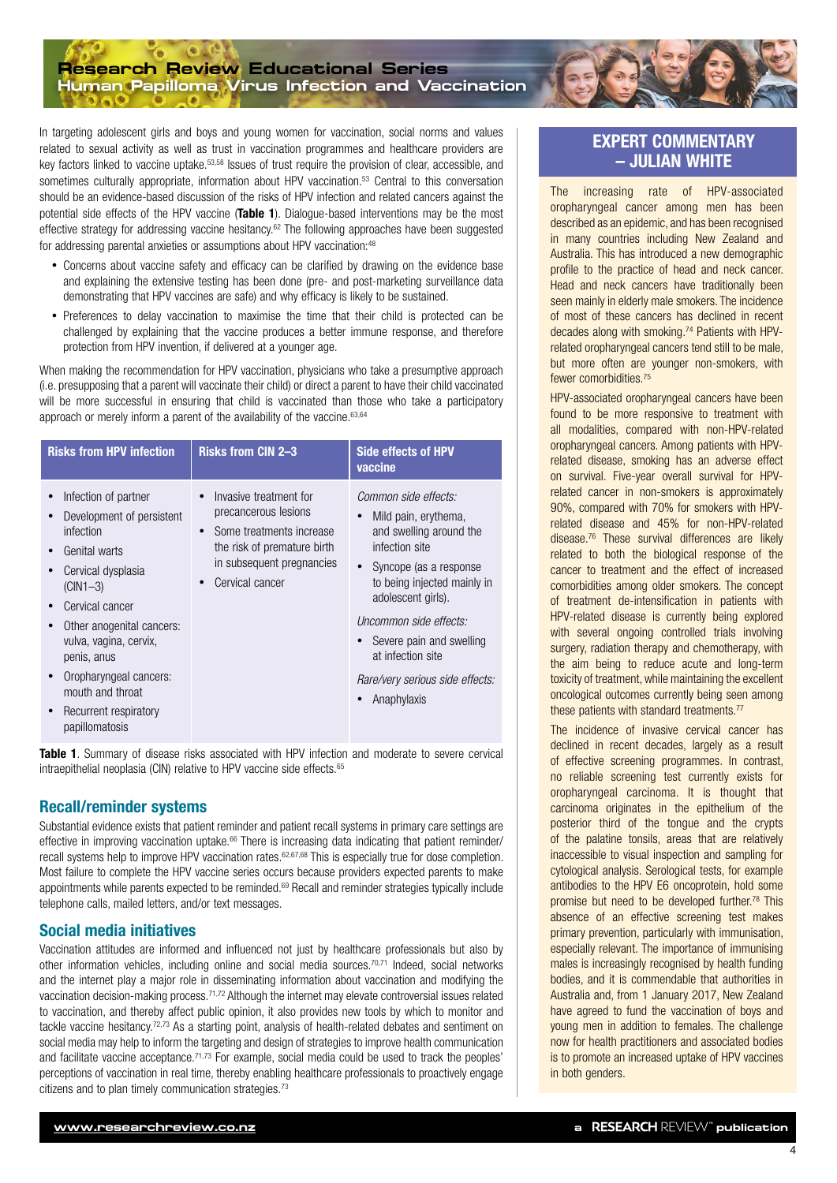In targeting adolescent girls and boys and young women for vaccination, social norms and values related to sexual activity as well as trust in vaccination programmes and healthcare providers are key factors linked to vaccine uptake.[53,58] Issues of trust require the provision of clear, accessible, and sometimes culturally appropriate, information about HPV vaccination.[53] Central to this conversation should be an evidence-based discussion of the risks of HPV infection and related cancers against the potential side effects of the HPV vaccine (**Table 1**). Dialogue-based interventions may be the most effective strategy for addressing vaccine hesitancy.[62] The following approaches have been suggested for addressing parental anxieties or assumptions about HPV vaccination:[48]

- Concerns about vaccine safety and efficacy can be clarified by drawing on the evidence base and explaining the extensive testing has been done (pre- and post-marketing surveillance data demonstrating that HPV vaccines are safe) and why efficacy is likely to be sustained.
- Preferences to delay vaccination to maximise the time that their child is protected can be challenged by explaining that the vaccine produces a better immune response, and therefore protection from HPV invention, if delivered at a younger age.

When making the recommendation for HPV vaccination, physicians who take a presumptive approach (i.e. presupposing that a parent will vaccinate their child) or direct a parent to have their child vaccinated will be more successful in ensuring that child is vaccinated than those who take a participatory approach or merely inform a parent of the availability of the vaccine.[63,64]

| Risks from HPV infection | Risks from CIN 2–3 | Side effects of HPV vaccine |
|---|---|---|
| • Infection of partner<br>• Development of persistent infection<br>• Genital warts<br>• Cervical dysplasia (CIN1–3)<br>• Cervical cancer<br>• Other anogenital cancers: vulva, vagina, cervix, penis, anus<br>• Oropharyngeal cancers: mouth and throat<br>• Recurrent respiratory papillomatosis | • Invasive treatment for precancerous lesions<br>• Some treatments increase the risk of premature birth in subsequent pregnancies<br>• Cervical cancer | *Common side effects:*<br>• Mild pain, erythema, and swelling around the infection site<br>• Syncope (as a response to being injected mainly in adolescent girls).<br>*Uncommon side effects:*<br>• Severe pain and swelling at infection site<br>*Rare/very serious side effects:*<br>• Anaphylaxis |

**Table 1**. Summary of disease risks associated with HPV infection and moderate to severe cervical intraepithelial neoplasia (CIN) relative to HPV vaccine side effects.[65]

## Recall/reminder systems

Substantial evidence exists that patient reminder and patient recall systems in primary care settings are effective in improving vaccination uptake.[66] There is increasing data indicating that patient reminder/recall systems help to improve HPV vaccination rates.[62,67,68] This is especially true for dose completion. Most failure to complete the HPV vaccine series occurs because providers expected parents to make appointments while parents expected to be reminded.[69] Recall and reminder strategies typically include telephone calls, mailed letters, and/or text messages.

## Social media initiatives

Vaccination attitudes are informed and influenced not just by healthcare professionals but also by other information vehicles, including online and social media sources.[70,71] Indeed, social networks and the internet play a major role in disseminating information about vaccination and modifying the vaccination decision-making process.[71,72] Although the internet may elevate controversial issues related to vaccination, and thereby affect public opinion, it also provides new tools by which to monitor and tackle vaccine hesitancy.[72,73] As a starting point, analysis of health-related debates and sentiment on social media may help to inform the targeting and design of strategies to improve health communication and facilitate vaccine acceptance.[71,73] For example, social media could be used to track the peoples' perceptions of vaccination in real time, thereby enabling healthcare professionals to proactively engage citizens and to plan timely communication strategies.[73]

## EXPERT COMMENTARY – JULIAN WHITE

The increasing rate of HPV-associated oropharyngeal cancer among men has been described as an epidemic, and has been recognised in many countries including New Zealand and Australia. This has introduced a new demographic profile to the practice of head and neck cancer. Head and neck cancers have traditionally been seen mainly in elderly male smokers. The incidence of most of these cancers has declined in recent decades along with smoking.[74] Patients with HPV-related oropharyngeal cancers tend still to be male, but more often are younger non-smokers, with fewer comorbidities.[75]

HPV-associated oropharyngeal cancers have been found to be more responsive to treatment with all modalities, compared with non-HPV-related oropharyngeal cancers. Among patients with HPV-related disease, smoking has an adverse effect on survival. Five-year overall survival for HPV-related cancer in non-smokers is approximately 90%, compared with 70% for smokers with HPV-related disease and 45% for non-HPV-related disease.[76] These survival differences are likely related to both the biological response of the cancer to treatment and the effect of increased comorbidities among older smokers. The concept of treatment de-intensification in patients with HPV-related disease is currently being explored with several ongoing controlled trials involving surgery, radiation therapy and chemotherapy, with the aim being to reduce acute and long-term toxicity of treatment, while maintaining the excellent oncological outcomes currently being seen among these patients with standard treatments.[77]

The incidence of invasive cervical cancer has declined in recent decades, largely as a result of effective screening programmes. In contrast, no reliable screening test currently exists for oropharyngeal carcinoma. It is thought that carcinoma originates in the epithelium of the posterior third of the tongue and the crypts of the palatine tonsils, areas that are relatively inaccessible to visual inspection and sampling for cytological analysis. Serological tests, for example antibodies to the HPV E6 oncoprotein, hold some promise but need to be developed further.[78] This absence of an effective screening test makes primary prevention, particularly with immunisation, especially relevant. The importance of immunising males is increasingly recognised by health funding bodies, and it is commendable that authorities in Australia and, from 1 January 2017, New Zealand have agreed to fund the vaccination of boys and young men in addition to females. The challenge now for health practitioners and associated bodies is to promote an increased uptake of HPV vaccines in both genders.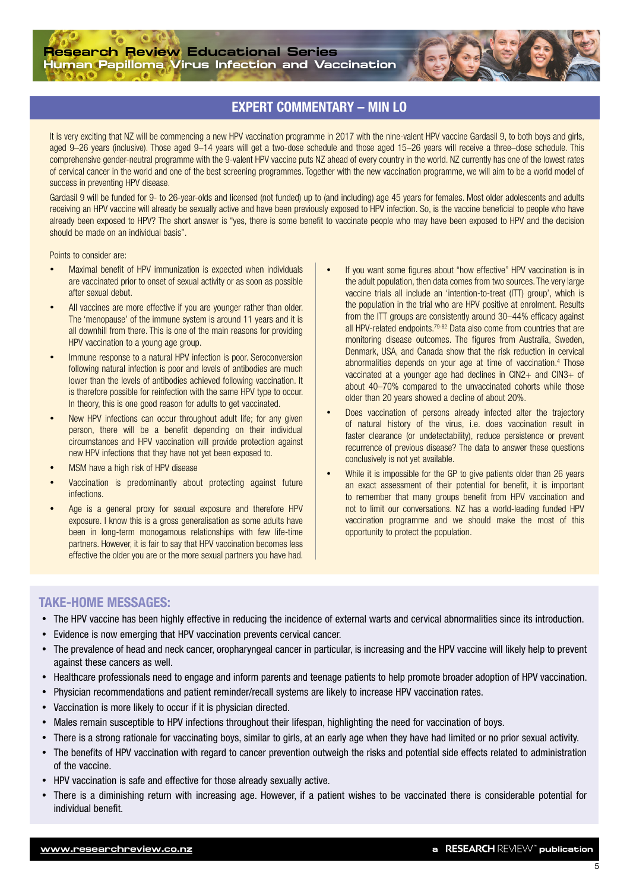## EXPERT COMMENTARY – MIN LO

It is very exciting that NZ will be commencing a new HPV vaccination programme in 2017 with the nine-valent HPV vaccine Gardasil 9, to both boys and girls, aged 9–26 years (inclusive). Those aged 9–14 years will get a two-dose schedule and those aged 15–26 years will receive a three–dose schedule. This comprehensive gender-neutral programme with the 9-valent HPV vaccine puts NZ ahead of every country in the world. NZ currently has one of the lowest rates of cervical cancer in the world and one of the best screening programmes. Together with the new vaccination programme, we will aim to be a world model of success in preventing HPV disease.

Gardasil 9 will be funded for 9- to 26-year-olds and licensed (not funded) up to (and including) age 45 years for females. Most older adolescents and adults receiving an HPV vaccine will already be sexually active and have been previously exposed to HPV infection. So, is the vaccine beneficial to people who have already been exposed to HPV? The short answer is "yes, there is some benefit to vaccinate people who may have been exposed to HPV and the decision should be made on an individual basis".

Points to consider are:

- Maximal benefit of HPV immunization is expected when individuals are vaccinated prior to onset of sexual activity or as soon as possible after sexual debut.
- All vaccines are more effective if you are younger rather than older. The 'menopause' of the immune system is around 11 years and it is all downhill from there. This is one of the main reasons for providing HPV vaccination to a young age group.
- Immune response to a natural HPV infection is poor. Seroconversion following natural infection is poor and levels of antibodies are much lower than the levels of antibodies achieved following vaccination. It is therefore possible for reinfection with the same HPV type to occur. In theory, this is one good reason for adults to get vaccinated.
- New HPV infections can occur throughout adult life; for any given person, there will be a benefit depending on their individual circumstances and HPV vaccination will provide protection against new HPV infections that they have not yet been exposed to.
- MSM have a high risk of HPV disease
- Vaccination is predominantly about protecting against future infections.
- Age is a general proxy for sexual exposure and therefore HPV exposure. I know this is a gross generalisation as some adults have been in long-term monogamous relationships with few life-time partners. However, it is fair to say that HPV vaccination becomes less effective the older you are or the more sexual partners you have had.
- If you want some figures about "how effective" HPV vaccination is in the adult population, then data comes from two sources. The very large vaccine trials all include an 'intention-to-treat (ITT) group', which is the population in the trial who are HPV positive at enrolment. Results from the ITT groups are consistently around 30–44% efficacy against all HPV-related endpoints.[79-82] Data also come from countries that are monitoring disease outcomes. The figures from Australia, Sweden, Denmark, USA, and Canada show that the risk reduction in cervical abnormalities depends on your age at time of vaccination.[4] Those vaccinated at a younger age had declines in CIN2+ and CIN3+ of about 40–70% compared to the unvaccinated cohorts while those older than 20 years showed a decline of about 20%.
- Does vaccination of persons already infected alter the trajectory of natural history of the virus, i.e. does vaccination result in faster clearance (or undetectability), reduce persistence or prevent recurrence of previous disease? The data to answer these questions conclusively is not yet available.
- While it is impossible for the GP to give patients older than 26 years an exact assessment of their potential for benefit, it is important to remember that many groups benefit from HPV vaccination and not to limit our conversations. NZ has a world-leading funded HPV vaccination programme and we should make the most of this opportunity to protect the population.

## TAKE-HOME MESSAGES:

- The HPV vaccine has been highly effective in reducing the incidence of external warts and cervical abnormalities since its introduction.
- Evidence is now emerging that HPV vaccination prevents cervical cancer.
- The prevalence of head and neck cancer, oropharyngeal cancer in particular, is increasing and the HPV vaccine will likely help to prevent against these cancers as well.
- Healthcare professionals need to engage and inform parents and teenage patients to help promote broader adoption of HPV vaccination.
- Physician recommendations and patient reminder/recall systems are likely to increase HPV vaccination rates.
- Vaccination is more likely to occur if it is physician directed.
- Males remain susceptible to HPV infections throughout their lifespan, highlighting the need for vaccination of boys.
- There is a strong rationale for vaccinating boys, similar to girls, at an early age when they have had limited or no prior sexual activity.
- The benefits of HPV vaccination with regard to cancer prevention outweigh the risks and potential side effects related to administration of the vaccine.
- HPV vaccination is safe and effective for those already sexually active.
- There is a diminishing return with increasing age. However, if a patient wishes to be vaccinated there is considerable potential for individual benefit.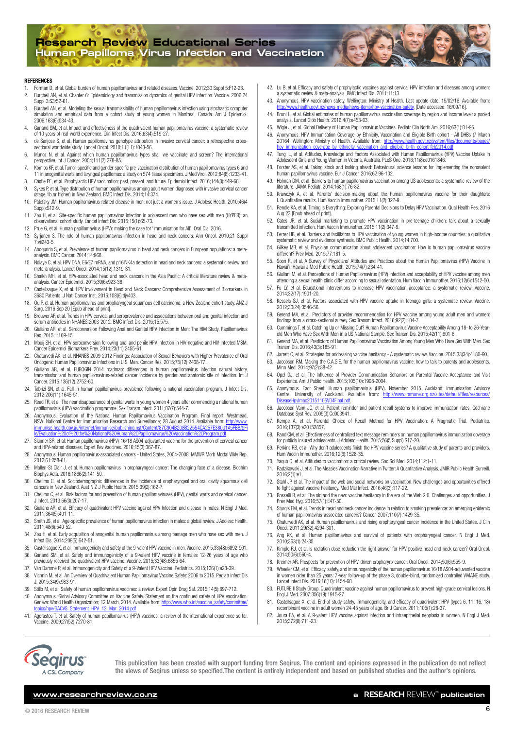## REFERENCES

1. Forman D, et al. Global burden of human papillomavirus and related diseases. Vaccine. 2012;30 Suppl 5:F12-23.
2. Burchell AN, et al. Chapter 6: Epidemiology and transmission dynamics of genital HPV infection. Vaccine. 2006;24 Suppl 3:S3/52-61.
3. Burchell AN, et al. Modeling the sexual transmissibility of human papillomavirus infection using stochastic computer simulation and empirical data from a cohort study of young women in Montreal, Canada. Am J Epidemiol. 2006;163(6):534-43.
4. Garland SM, et al. Impact and effectiveness of the quadrivalent human papillomavirus vaccine: a systematic review of 10 years of real-world experience. Clin Infect Dis. 2016;63(4):519-27.
5. de Sanjose S, et al. Human papillomavirus genotype attribution in invasive cervical cancer: a retrospective cross-sectional worldwide study. Lancet Oncol. 2010;11(11):1048-56.
6. Munoz N, et al. Against which human papillomavirus types shall we vaccinate and screen? The international perspective. Int J Cancer. 2004;111(2):278-85.
7. Komlos KF, et al. Tumor-specific and gender-specific pre-vaccination distribution of human papillomavirus types 6 and 11 in anogenital warts and laryngeal papillomas: a study on 574 tissue specimens. J Med Virol. 2012;84(8):1233-41.
8. Castle PE, et al. Prophylactic HPV vaccination: past, present, and future. Epidemiol Infect. 2016;144(3):449-68.
9. Sykes P, et al. Type distribution of human papillomavirus among adult women diagnosed with invasive cervical cancer (stage 1b or higher) in New Zealand. BMC Infect Dis. 2014;14:374.
10. Palefsky JM. Human papillomavirus-related disease in men: not just a women's issue. J Adolesc Health. 2010;46(4 Suppl):S12-9.
11. Zou H, et al. Site-specific human papillomavirus infection in adolescent men who have sex with men (HYPER): an observational cohort study. Lancet Infect Dis. 2015;15(1):65-73.
12. Prue G, et al. Human papillomavirus (HPV): making the case for 'Immunisation for All'. Oral Dis. 2016.
13. Syrjanen S. The role of human papillomavirus infection in head and neck cancers. Ann Oncol. 2010;21 Suppl 7:vii243-5.
14. Abogunrin S, et al. Prevalence of human papillomavirus in head and neck cancers in European populations: a meta-analysis. BMC Cancer. 2014;14:968.
15. Ndiaye C, et al. HPV DNA, E6/E7 mRNA, and p16INK4a detection in head and neck cancers: a systematic review and meta-analysis. Lancet Oncol. 2014;15(12):1319-31.
16. Shaikh MH, et al. HPV-associated head and neck cancers in the Asia Pacific: A critical literature review & meta-analysis. Cancer Epidemiol. 2015;39(6):923-38.
17. Castellsague X, et al. HPV Involvement in Head and Neck Cancers: Comprehensive Assessment of Biomarkers in 3680 Patients. J Natl Cancer Inst. 2016;108(6):djv403.
18. Ou P, et al. Human papillomavirus and oropharyngeal squamous cell carcinoma: a New Zealand cohort study. ANZ J Surg. 2016 Sep 20 [Epub ahead of print].
19. Brouwer AF, et al. Trends in HPV cervical and seroprevalence and associations between oral and genital infection and serum antibodies in NHANES 2003-2012. BMC Infect Dis. 2015;15:575.
20. Giuliano AR, et al. Seroconversion Following Anal and Genital HPV Infection in Men: The HIM Study. Papillomavirus Res. 2015;1:109-15.
21. Mooij SH, et al. HPV seroconversion following anal and penile HPV infection in HIV-negative and HIV-infected MSM. Cancer Epidemiol Biomarkers Prev. 2014;23(11):2455-61.
22. Chaturvedi AK, et al. NHANES 2009-2012 Findings: Association of Sexual Behaviors with Higher Prevalence of Oral Oncogenic Human Papillomavirus Infections in U.S. Men. Cancer Res. 2015;75(12):2468-77.
23. Giuliano AR, et al. EUROGIN 2014 roadmap: differences in human papillomavirus infection natural history, transmission and human papillomavirus-related cancer incidence by gender and anatomic site of infection. Int J Cancer. 2015;136(12):2752-60.
24. Tabrizi SN, et al. Fall in human papillomavirus prevalence following a national vaccination program. J Infect Dis. 2012;206(11):1645-51.
25. Read TR, et al. The near disappearance of genital warts in young women 4 years after commencing a national human papillomavirus (HPV) vaccination programme. Sex Transm Infect. 2011;87(7):544-7.
26. Anonymous. Evaluation of the National Human Papillomavirus Vaccination Program. Final report. Westmead, NSW: National Centre for Immunisation Research and Surveillance; 28 August 2014. Available from: http://www.immunise.health.gov.au/internet/immunise/publishing.nsf/Content/87C904B208B22554CA257E38001A5FBB/$File/Evaluation%20of%20the%20National%20Human%20Papillomavirus%20Vaccination%20Program.pdf
27. Skinner SR, et al. Human papillomavirus (HPV)-16/18 AS04-adjuvanted vaccine for the prevention of cervical cancer and HPV-related diseases. Expert Rev Vaccines. 2016;15(3):367-87.
28. Anonymous. Human papillomavirus-associated cancers - United States, 2004-2008. MMWR Morb Mortal Wkly Rep. 2012;61:258-61.
29. Mallen-St Clair J, et al. Human papillomavirus in oropharyngeal cancer: The changing face of a disease. Biochim Biophys Acta. 2016;1866(2):141-50.
30. Chelimo C, et al. Sociodemographic differences in the incidence of oropharyngeal and oral cavity squamous cell cancers in New Zealand. Aust N Z J Public Health. 2015;39(2):162-7.
31. Chelimo C, et al. Risk factors for and prevention of human papillomaviruses (HPV), genital warts and cervical cancer. J Infect. 2013;66(3):207-17.
32. Giuliano AR, et al. Efficacy of quadrivalent HPV vaccine against HPV Infection and disease in males. N Engl J Med. 2011;364(5):401-11.
33. Smith JS, et al. Age-specific prevalence of human papillomavirus infection in males: a global review. J Adolesc Health. 2011;48(6):540-52.
34. Zou H, et al. Early acquisition of anogenital human papillomavirus among teenage men who have sex with men. J Infect Dis. 2014;209(5):642-51.
35. Castellsague X, et al. Immunogenicity and safety of the 9-valent HPV vaccine in men. Vaccine. 2015;33(48):6892-901.
36. Garland SM, et al. Safety and immunogenicity of a 9-valent HPV vaccine in females 12-26 years of age who previously received the quadrivalent HPV vaccine. Vaccine. 2015;33(48):6855-64.
37. Van Damme P, et al. Immunogenicity and Safety of a 9-Valent HPV Vaccine. Pediatrics. 2015;136(1):e28-39.
38. Vichnin M, et al. An Overview of Quadrivalent Human Papillomavirus Vaccine Safety: 2006 to 2015. Pediatr Infect Dis J. 2015;34(9):983-91.
39. Stillo M, et al. Safety of human papillomavirus vaccines: a review. Expert Opin Drug Saf. 2015;14(5):697-712.
40. Anonymous. Global Advisory Committee on Vaccine Safety. Statement on the continued safety of HPV vaccination. Geneva: World Health Organization; 12 March, 2014. Available from: http://www.who.int/vaccine_safety/committee/topics/hpv/GACVS_Statement_HPV_12_Mar_2014.pdf
41. Agorastos T, et al. Safety of human papillomavirus (HPV) vaccines: a review of the international experience so far. Vaccine. 2009;27(52):7270-81.
42. Lu B, et al. Efficacy and safety of prophylactic vaccines against cervical HPV infection and diseases among women: a systematic review & meta-analysis. BMC Infect Dis. 2011;11:13.
43. Anonymous. HPV vaccination safety. Wellington: Ministry of Health. Last update date: 15/02/16. Available from: http://www.health.govt.nz/news-media/news-items/hpv-vaccination-safety. [Date accessed: 16/09/16].
44. Bruni L, et al. Global estimates of human papillomavirus vaccination coverage by region and income level: a pooled analysis. Lancet Glob Health. 2016;4(7):e453-63.
45. Wigle J, et al. Global Delivery of Human Papillomavirus Vaccines. Pediatr Clin North Am. 2016;63(1):81-95.
46. Anonymous. HPV Immunisation Coverage by Ethnicity, Vaccination and Eligible Birth cohort - All DHBs (7 March 20164. Wellington: Ministry of Health. Available from: http://www.health.govt.nz/system/files/documents/pages/hpv_immunisation_coverage_by_ethnicity_vaccination_and_eligible_birth_cohort-feb2014.pdf
47. Tung IL, et al. Attitudes, Knowledge and Factors Associated with Human Papillomavirus (HPV) Vaccine Uptake in Adolescent Girls and Young Women in Victoria, Australia. PLoS One. 2016;11(8):e0161846.
48. Forster AS, et al. Taking stock and looking ahead: Behavioural science lessons for implementing the nonavalent human papillomavirus vaccine. Eur J Cancer. 2016;62:96-102.
49. Holman DM, et al. Barriers to human papillomavirus vaccination among US adolescents: a systematic review of the literature. JAMA Pediatr. 2014;168(1):76-82.
50. Krawczyk A, et al. Parents' decision-making about the human papillomavirus vaccine for their daughters: I. Quantitative results. Hum Vaccin Immunother. 2015;11(2):322-9.
51. Rendle KA, et al. Timing Is Everything: Exploring Parental Decisions to Delay HPV Vaccination. Qual Health Res. 2016 Aug 23 [Epub ahead of print].
52. Cates JR, et al. Social marketing to promote HPV vaccination in pre-teenage children: talk about a sexually transmitted infection. Hum Vaccin Immunother. 2015;11(2):347-9.
53. Ferrer HB, et al. Barriers and facilitators to HPV vaccination of young women in high-income countries: a qualitative systematic review and evidence synthesis. BMC Public Health. 2014;14:700.
54. Gilkey MB, et al. Physician communication about adolescent vaccination: How is human papillomavirus vaccine different? Prev Med. 2015;77:181-5.
55. Soon R, et al. A Survey of Physicians' Attitudes and Practices about the Human Papillomavirus (HPV) Vaccine in Hawai'i. Hawaii J Med Public Health. 2015;74(7):234-41.
56. Giuliani M, et al. Perceptions of Human Papillomavirus (HPV) infection and acceptability of HPV vaccine among men attending a sexual health clinic differ according to sexual orientation. Hum Vaccin Immunother. 2016;12(6):1542-50.
57. Fu LY, et al. Educational interventions to increase HPV vaccination acceptance: a systematic review. Vaccine. 2014;32(17):1901-20.
58. Kessels SJ, et al. Factors associated with HPV vaccine uptake in teenage girls: a systematic review. Vaccine. 2012;30(24):3546-56.
59. Gerend MA, et al. Predictors of provider recommendation for HPV vaccine among young adult men and women: findings from a cross-sectional survey. Sex Transm Infect. 2016;92(2):104-7.
60. Cummings T, et al. Catching Up or Missing Out? Human Papillomavirus Vaccine Acceptability Among 18- to 26-Year-old Men Who Have Sex With Men in a US National Sample. Sex Transm Dis. 2015;42(11):601-6.
61. Gerend MA, et al. Predictors of Human Papillomavirus Vaccination Among Young Men Who Have Sex With Men. Sex Transm Dis. 2016;43(3):185-91.
62. Jarrett C, et al. Strategies for addressing vaccine hesitancy - A systematic review. Vaccine. 2015;33(34):4180-90.
63. Jacobson RM. Making the C.A.S.E. for the human papillomavirus vaccine: how to talk to parents and adolescents. Minn Med. 2014;97(2):38-42.
64. Opel DJ, et al. The Influence of Provider Communication Behaviors on Parental Vaccine Acceptance and Visit Experience. Am J Public Health. 2015;105(10):1998-2004.
65. Anonymous. Fact Sheet: Human papillomavirus (HPV). November 2015. Auckland: Immunisation Advisory Centre, University of Auckland. Available from: http://www.immune.org.nz/sites/default/files/resources/DiseaseHpvImac20151105V04Final.pdf
66. Jacobson Vann JC, et al. Patient reminder and patient recall systems to improve immunization rates. Cochrane Database Syst Rev. 2005(3):Cd003941.
67. Kempe A, et al. Parental Choice of Recall Method for HPV Vaccination: A Pragmatic Trial. Pediatrics. 2016;137(3):e20152857.
68. Rand CM, et al. Effectiveness of centralized text message reminders on human papillomavirus immunization coverage for publicly insured adolescents. J Adolesc Health. 2015;56(5 Suppl):S17-20.
69. Perkins RB, et al. Why don't adolescents finish the HPV vaccine series? A qualitative study of parents and providers. Hum Vaccin Immunother. 2016;12(6):1528-35.
70. Yaqub O, et al. Attitudes to vaccination: a critical review. Soc Sci Med. 2014;112:1-11.
71. Radzikowski J, et al. The Measles Vaccination Narrative in Twitter: A Quantitative Analysis. JMIR Public Health Surveill. 2016;2(1):e1.
72. Stahl JP, et al. The impact of the web and social networks on vaccination. New challenges and opportunities offered to fight against vaccine hesitancy. Med Mal Infect. 2016;46(3):117-22.
73. Rosselli R, et al. The old and the new: vaccine hesitancy in the era of the Web 2.0. Challenges and opportunities. J Prev Med Hyg. 2016;57(1):E47-50.
74. Sturgis EM, et al. Trends in head and neck cancer incidence in relation to smoking prevalence: an emerging epidemic of human papillomavirus-associated cancers? Cancer. 2007;110(7):1429-35.
75. Chaturvedi AK, et al. Human papillomavirus and rising oropharyngeal cancer incidence in the United States. J Clin Oncol. 2011;29(32):4294-301.
76. Ang KK, et al. Human papillomavirus and survival of patients with oropharyngeal cancer. N Engl J Med. 2010;363(1):24-35.
77. Kimple RJ, et al. Is radiation dose reduction the right answer for HPV-positive head and neck cancer? Oral Oncol. 2014;50(6):560-4.
78. Kreimer AR. Prospects for prevention of HPV-driven oropharynx cancer. Oral Oncol. 2014;50(6):555-9.
79. Wheeler CM, et al. Efficacy, safety, and immunogenicity of the human papillomavirus 16/18 AS04-adjuvanted vaccine in women older than 25 years: 7-year follow-up of the phase 3, double-blind, randomised controlled VIVIANE study. Lancet Infect Dis. 2016;16(10):1154-68.
80. FUTURE II Study Group. Quadrivalent vaccine against human papillomavirus to prevent high-grade cervical lesions. N Engl J Med. 2007;356(19):1915-27.
81. Castellsague X, et al. End-of-study safety, immunogenicity, and efficacy of quadrivalent HPV (types 6, 11, 16, 18) recombinant vaccine in adult women 24-45 years of age. Br J Cancer. 2011;105(1):28-37.
82. Joura EA, et al. A 9-valent HPV vaccine against infection and intraepithelial neoplasia in women. N Engl J Med. 2015;372(8):711-23.

This publication has been created with support funding from Seqirus. The content and opinions expressed in the publication do not reflect the views of Seqirus unless so specified.The content is entirely independent and based on published studies and the author's opinions.

www.researchreview.co.nz

a RESEARCH REVIEW™ publication

© 2016 RESEARCH REVIEW